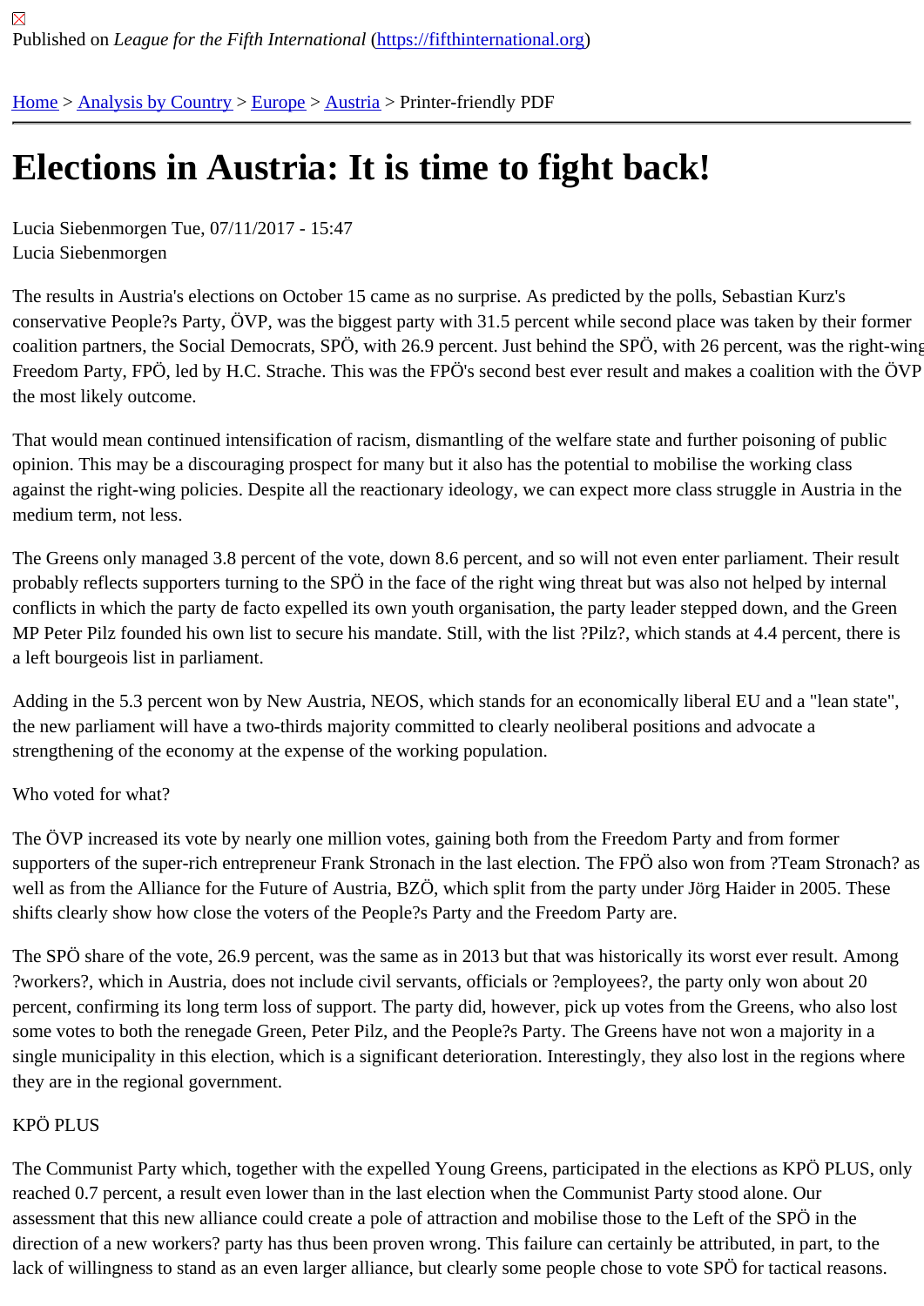Published on *League for the Fifth International* (https://fifthinternational.org)

Home > Analysis by Country > Europe > Austria > Printer-friendly PDF

# Elections in Austria: It is time to fight back!

Lucia Siebenmorgen Tue, 07/11/2017 - 15:47
Lucia Siebenmorgen

The results in Austria's elections on October 15 came as no surprise. As predicted by the polls, Sebastian Kurz's conservative People?s Party, ÖVP, was the biggest party with 31.5 percent while second place was taken by their former coalition partners, the Social Democrats, SPÖ, with 26.9 percent. Just behind the SPÖ, with 26 percent, was the right-wing Freedom Party, FPÖ, led by H.C. Strache. This was the FPÖ's second best ever result and makes a coalition with the ÖVP the most likely outcome.

That would mean continued intensification of racism, dismantling of the welfare state and further poisoning of public opinion. This may be a discouraging prospect for many but it also has the potential to mobilise the working class against the right-wing policies. Despite all the reactionary ideology, we can expect more class struggle in Austria in the medium term, not less.

The Greens only managed 3.8 percent of the vote, down 8.6 percent, and so will not even enter parliament. Their result probably reflects supporters turning to the SPÖ in the face of the right wing threat but was also not helped by internal conflicts in which the party de facto expelled its own youth organisation, the party leader stepped down, and the Green MP Peter Pilz founded his own list to secure his mandate. Still, with the list ?Pilz?, which stands at 4.4 percent, there is a left bourgeois list in parliament.

Adding in the 5.3 percent won by New Austria, NEOS, which stands for an economically liberal EU and a "lean state", the new parliament will have a two-thirds majority committed to clearly neoliberal positions and advocate a strengthening of the economy at the expense of the working population.

Who voted for what?

The ÖVP increased its vote by nearly one million votes, gaining both from the Freedom Party and from former supporters of the super-rich entrepreneur Frank Stronach in the last election. The FPÖ also won from ?Team Stronach? as well as from the Alliance for the Future of Austria, BZÖ, which split from the party under Jörg Haider in 2005. These shifts clearly show how close the voters of the People?s Party and the Freedom Party are.

The SPÖ share of the vote, 26.9 percent, was the same as in 2013 but that was historically its worst ever result. Among ?workers?, which in Austria, does not include civil servants, officials or ?employees?, the party only won about 20 percent, confirming its long term loss of support. The party did, however, pick up votes from the Greens, who also lost some votes to both the renegade Green, Peter Pilz, and the People?s Party. The Greens have not won a majority in a single municipality in this election, which is a significant deterioration. Interestingly, they also lost in the regions where they are in the regional government.

KPÖ PLUS

The Communist Party which, together with the expelled Young Greens, participated in the elections as KPÖ PLUS, only reached 0.7 percent, a result even lower than in the last election when the Communist Party stood alone. Our assessment that this new alliance could create a pole of attraction and mobilise those to the Left of the SPÖ in the direction of a new workers? party has thus been proven wrong. This failure can certainly be attributed, in part, to the lack of willingness to stand as an even larger alliance, but clearly some people chose to vote SPÖ for tactical reasons.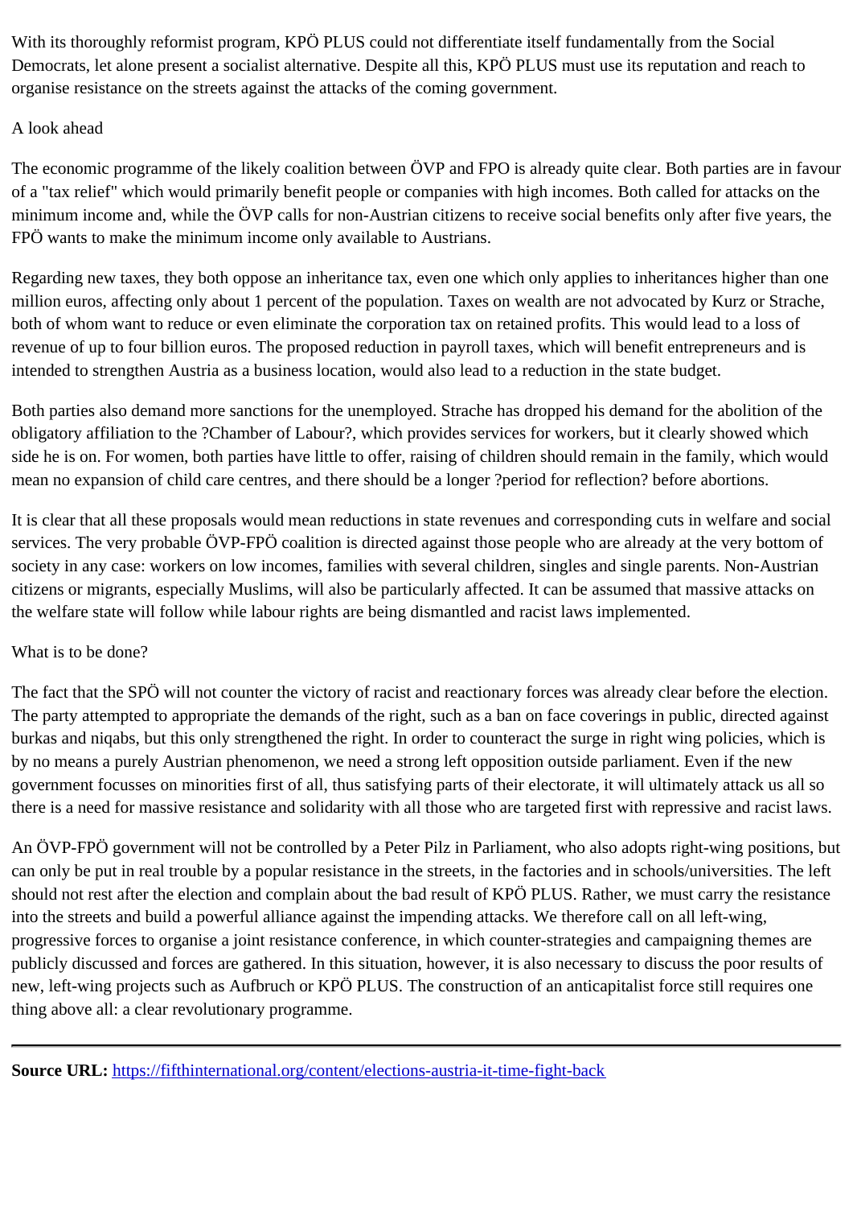With its thoroughly reformist program, KPÖ PLUS could not differentiate itself fundamentally from the Social Democrats, let alone present a socialist alternative. Despite all this, KPÖ PLUS must use its reputation and reach to organise resistance on the streets against the attacks of the coming government.

## A look ahead

The economic programme of the likely coalition between ÖVP and FPO is already quite clear. Both parties are in favour of a "tax relief" which would primarily benefit people or companies with high incomes. Both called for attacks on the minimum income and, while the ÖVP calls for non-Austrian citizens to receive social benefits only after five years, the FPÖ wants to make the minimum income only available to Austrians.

Regarding new taxes, they both oppose an inheritance tax, even one which only applies to inheritances higher than one million euros, affecting only about 1 percent of the population. Taxes on wealth are not advocated by Kurz or Strache, both of whom want to reduce or even eliminate the corporation tax on retained profits. This would lead to a loss of revenue of up to four billion euros. The proposed reduction in payroll taxes, which will benefit entrepreneurs and is intended to strengthen Austria as a business location, would also lead to a reduction in the state budget.

Both parties also demand more sanctions for the unemployed. Strache has dropped his demand for the abolition of the obligatory affiliation to the ?Chamber of Labour?, which provides services for workers, but it clearly showed which side he is on. For women, both parties have little to offer, raising of children should remain in the family, which would mean no expansion of child care centres, and there should be a longer ?period for reflection? before abortions.

It is clear that all these proposals would mean reductions in state revenues and corresponding cuts in welfare and social services. The very probable ÖVP-FPÖ coalition is directed against those people who are already at the very bottom of society in any case: workers on low incomes, families with several children, singles and single parents. Non-Austrian citizens or migrants, especially Muslims, will also be particularly affected. It can be assumed that massive attacks on the welfare state will follow while labour rights are being dismantled and racist laws implemented.

## What is to be done?

The fact that the SPÖ will not counter the victory of racist and reactionary forces was already clear before the election. The party attempted to appropriate the demands of the right, such as a ban on face coverings in public, directed against burkas and niqabs, but this only strengthened the right. In order to counteract the surge in right wing policies, which is by no means a purely Austrian phenomenon, we need a strong left opposition outside parliament. Even if the new government focusses on minorities first of all, thus satisfying parts of their electorate, it will ultimately attack us all so there is a need for massive resistance and solidarity with all those who are targeted first with repressive and racist laws.

An ÖVP-FPÖ government will not be controlled by a Peter Pilz in Parliament, who also adopts right-wing positions, but can only be put in real trouble by a popular resistance in the streets, in the factories and in schools/universities. The left should not rest after the election and complain about the bad result of KPÖ PLUS. Rather, we must carry the resistance into the streets and build a powerful alliance against the impending attacks. We therefore call on all left-wing, progressive forces to organise a joint resistance conference, in which counter-strategies and campaigning themes are publicly discussed and forces are gathered. In this situation, however, it is also necessary to discuss the poor results of new, left-wing projects such as Aufbruch or KPÖ PLUS. The construction of an anticapitalist force still requires one thing above all: a clear revolutionary programme.

---

**Source URL:** https://fifthinternational.org/content/elections-austria-it-time-fight-back